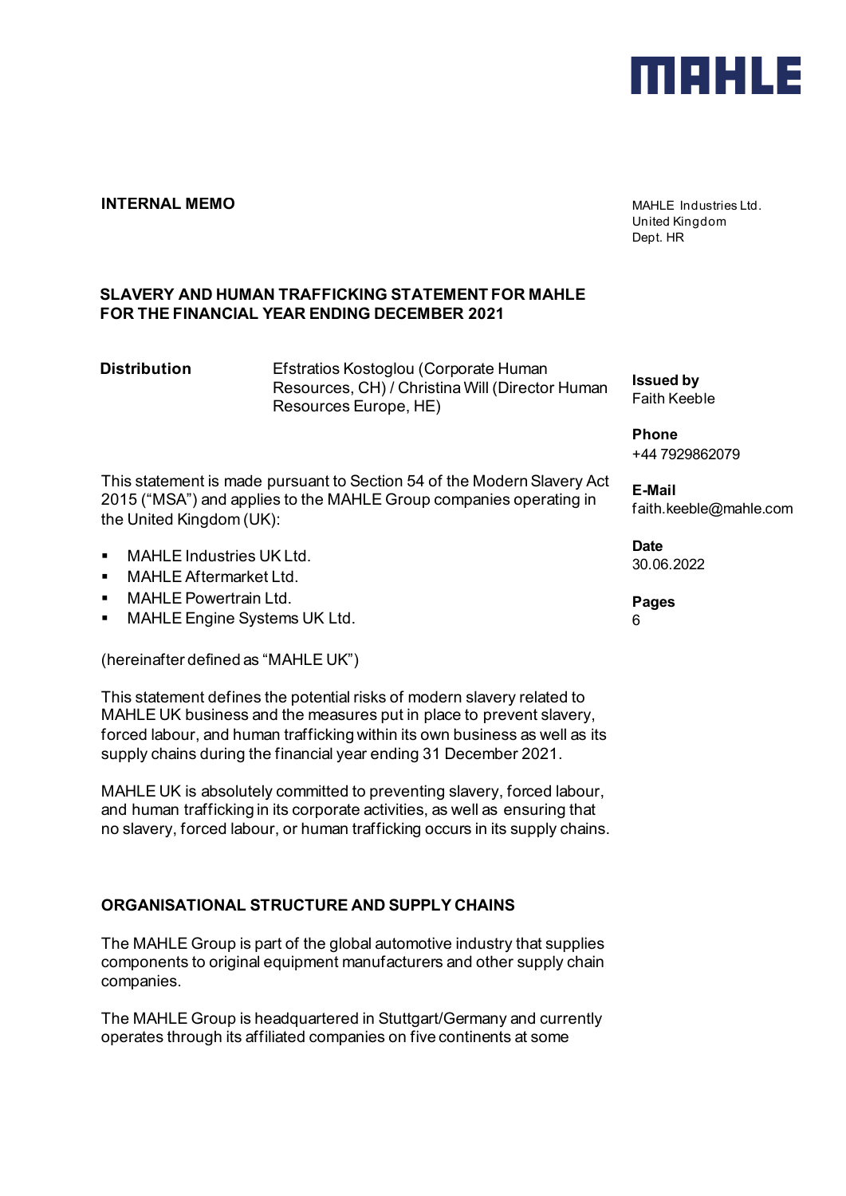**INTERNAL MEMO**

MAHLE Industries Ltd.
United Kingdom
Dept. HR

**SLAVERY AND HUMAN TRAFFICKING STATEMENT FOR MAHLE FOR THE FINANCIAL YEAR ENDING DECEMBER 2021**

**Distribution** Efstratios Kostoglou (Corporate Human Resources, CH) / Christina Will (Director Human Resources Europe, HE)

**Issued by**
Faith Keeble

**Phone**
+44 7929862079

**E-Mail**
faith.keeble@mahle.com

**Date**
30.06.2022

**Pages**
6

This statement is made pursuant to Section 54 of the Modern Slavery Act 2015 ("MSA") and applies to the MAHLE Group companies operating in the United Kingdom (UK):

- MAHLE Industries UK Ltd.
- MAHLE Aftermarket Ltd.
- MAHLE Powertrain Ltd.
- MAHLE Engine Systems UK Ltd.

(hereinafter defined as "MAHLE UK")

This statement defines the potential risks of modern slavery related to MAHLE UK business and the measures put in place to prevent slavery, forced labour, and human trafficking within its own business as well as its supply chains during the financial year ending 31 December 2021.

MAHLE UK is absolutely committed to preventing slavery, forced labour, and human trafficking in its corporate activities, as well as ensuring that no slavery, forced labour, or human trafficking occurs in its supply chains.

## ORGANISATIONAL STRUCTURE AND SUPPLY CHAINS

The MAHLE Group is part of the global automotive industry that supplies components to original equipment manufacturers and other supply chain companies.

The MAHLE Group is headquartered in Stuttgart/Germany and currently operates through its affiliated companies on five continents at some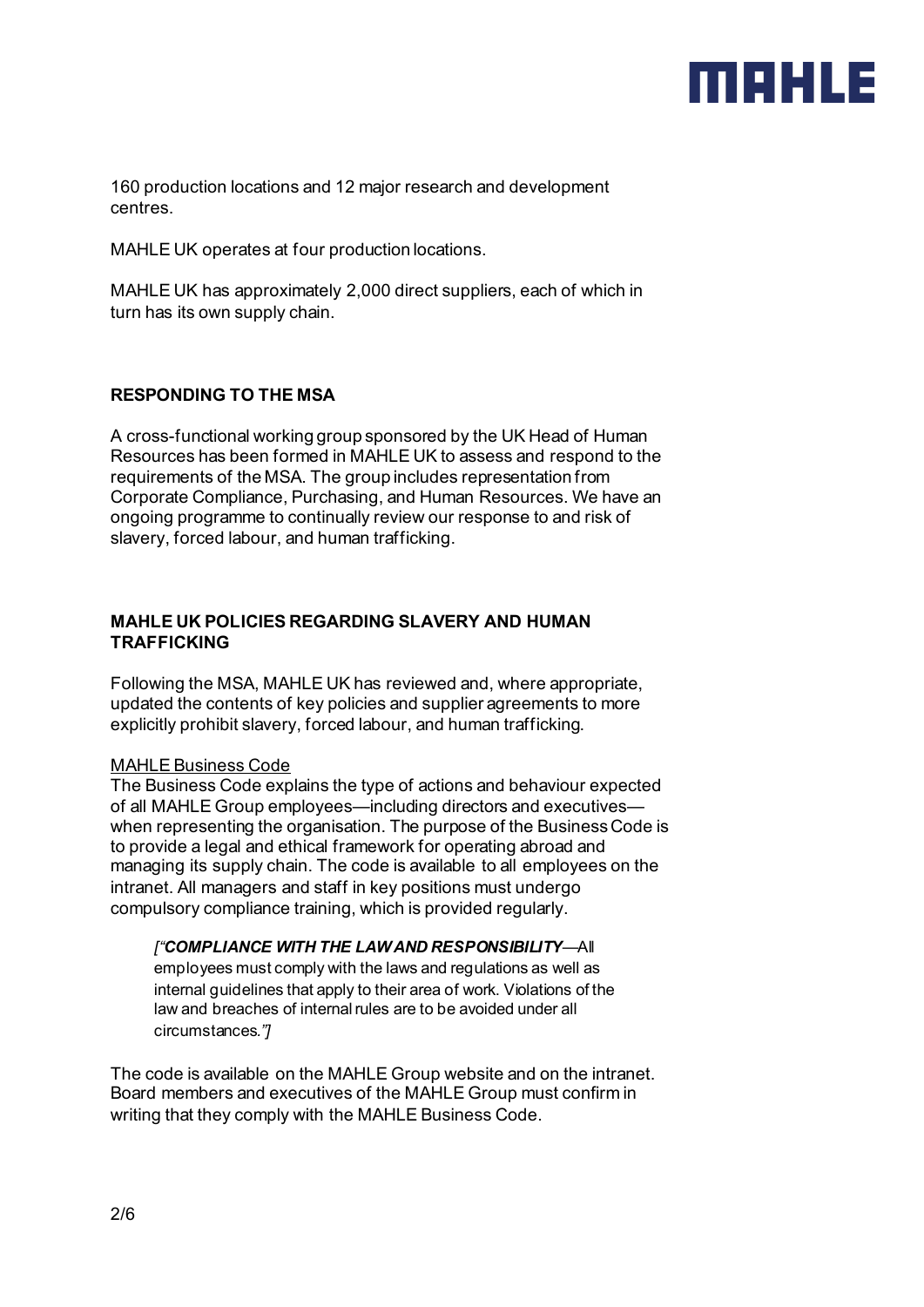160 production locations and 12 major research and development centres.

MAHLE UK operates at four production locations.

MAHLE UK has approximately 2,000 direct suppliers, each of which in turn has its own supply chain.

## RESPONDING TO THE MSA

A cross-functional working group sponsored by the UK Head of Human Resources has been formed in MAHLE UK to assess and respond to the requirements of the MSA. The group includes representation from Corporate Compliance, Purchasing, and Human Resources. We have an ongoing programme to continually review our response to and risk of slavery, forced labour, and human trafficking.

## MAHLE UK POLICIES REGARDING SLAVERY AND HUMAN TRAFFICKING

Following the MSA, MAHLE UK has reviewed and, where appropriate, updated the contents of key policies and supplier agreements to more explicitly prohibit slavery, forced labour, and human trafficking.

MAHLE Business Code

The Business Code explains the type of actions and behaviour expected of all MAHLE Group employees—including directors and executives—when representing the organisation. The purpose of the Business Code is to provide a legal and ethical framework for operating abroad and managing its supply chain. The code is available to all employees on the intranet. All managers and staff in key positions must undergo compulsory compliance training, which is provided regularly.

> *[“**COMPLIANCE WITH THE LAW AND RESPONSIBILITY**—*All employees must comply with the laws and regulations as well as internal guidelines that apply to their area of work. Violations of the law and breaches of internal rules are to be avoided under all circumstances.*”]*

The code is available on the MAHLE Group website and on the intranet. Board members and executives of the MAHLE Group must confirm in writing that they comply with the MAHLE Business Code.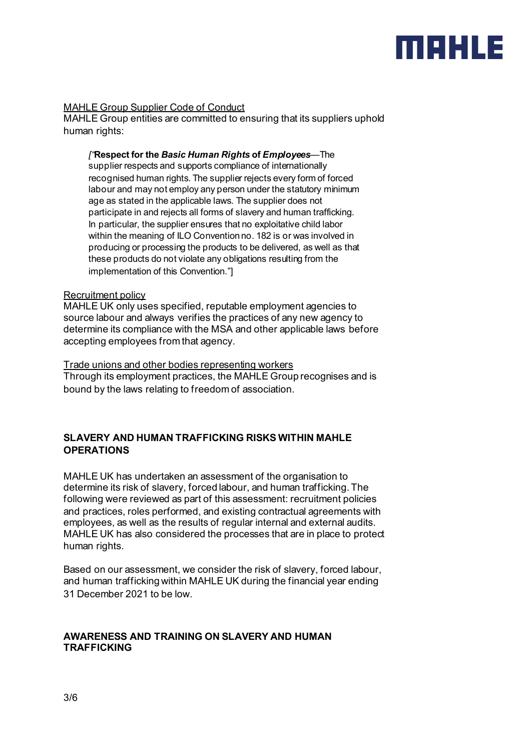MAHLE Group Supplier Code of Conduct

MAHLE Group entities are committed to ensuring that its suppliers uphold human rights:

> *["***Respect for the *Basic Human Rights* of *Employees*** —The supplier respects and supports compliance of internationally recognised human rights. The supplier rejects every form of forced labour and may not employ any person under the statutory minimum age as stated in the applicable laws. The supplier does not participate in and rejects all forms of slavery and human trafficking. In particular, the supplier ensures that no exploitative child labor within the meaning of ILO Convention no. 182 is or was involved in producing or processing the products to be delivered, as well as that these products do not violate any obligations resulting from the implementation of this Convention."]

Recruitment policy

MAHLE UK only uses specified, reputable employment agencies to source labour and always verifies the practices of any new agency to determine its compliance with the MSA and other applicable laws before accepting employees from that agency.

Trade unions and other bodies representing workers

Through its employment practices, the MAHLE Group recognises and is bound by the laws relating to freedom of association.

## SLAVERY AND HUMAN TRAFFICKING RISKS WITHIN MAHLE OPERATIONS

MAHLE UK has undertaken an assessment of the organisation to determine its risk of slavery, forced labour, and human trafficking. The following were reviewed as part of this assessment: recruitment policies and practices, roles performed, and existing contractual agreements with employees, as well as the results of regular internal and external audits. MAHLE UK has also considered the processes that are in place to protect human rights.

Based on our assessment, we consider the risk of slavery, forced labour, and human trafficking within MAHLE UK during the financial year ending 31 December 2021 to be low.

## AWARENESS AND TRAINING ON SLAVERY AND HUMAN TRAFFICKING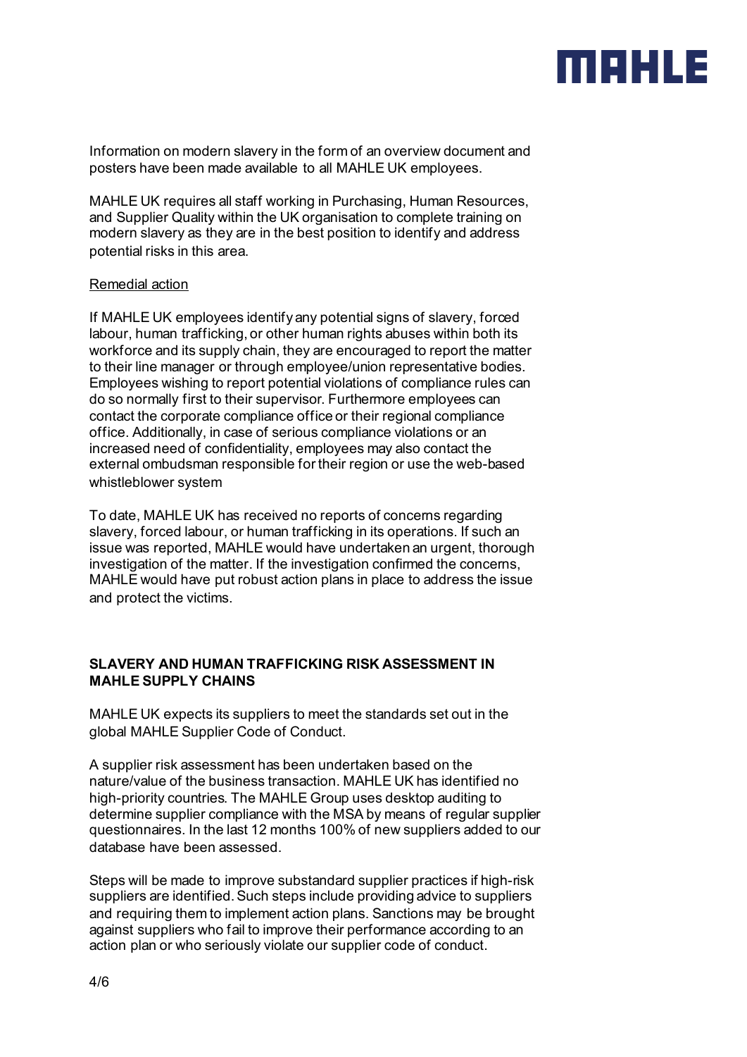Information on modern slavery in the form of an overview document and posters have been made available to all MAHLE UK employees.

MAHLE UK requires all staff working in Purchasing, Human Resources, and Supplier Quality within the UK organisation to complete training on modern slavery as they are in the best position to identify and address potential risks in this area.

<u>Remedial action</u>

If MAHLE UK employees identify any potential signs of slavery, forced labour, human trafficking, or other human rights abuses within both its workforce and its supply chain, they are encouraged to report the matter to their line manager or through employee/union representative bodies. Employees wishing to report potential violations of compliance rules can do so normally first to their supervisor. Furthermore employees can contact the corporate compliance office or their regional compliance office. Additionally, in case of serious compliance violations or an increased need of confidentiality, employees may also contact the external ombudsman responsible for their region or use the web-based whistleblower system

To date, MAHLE UK has received no reports of concerns regarding slavery, forced labour, or human trafficking in its operations. If such an issue was reported, MAHLE would have undertaken an urgent, thorough investigation of the matter. If the investigation confirmed the concerns, MAHLE would have put robust action plans in place to address the issue and protect the victims.

**SLAVERY AND HUMAN TRAFFICKING RISK ASSESSMENT IN MAHLE SUPPLY CHAINS**

MAHLE UK expects its suppliers to meet the standards set out in the global MAHLE Supplier Code of Conduct.

A supplier risk assessment has been undertaken based on the nature/value of the business transaction. MAHLE UK has identified no high-priority countries. The MAHLE Group uses desktop auditing to determine supplier compliance with the MSA by means of regular supplier questionnaires. In the last 12 months 100% of new suppliers added to our database have been assessed.

Steps will be made to improve substandard supplier practices if high-risk suppliers are identified. Such steps include providing advice to suppliers and requiring them to implement action plans. Sanctions may be brought against suppliers who fail to improve their performance according to an action plan or who seriously violate our supplier code of conduct.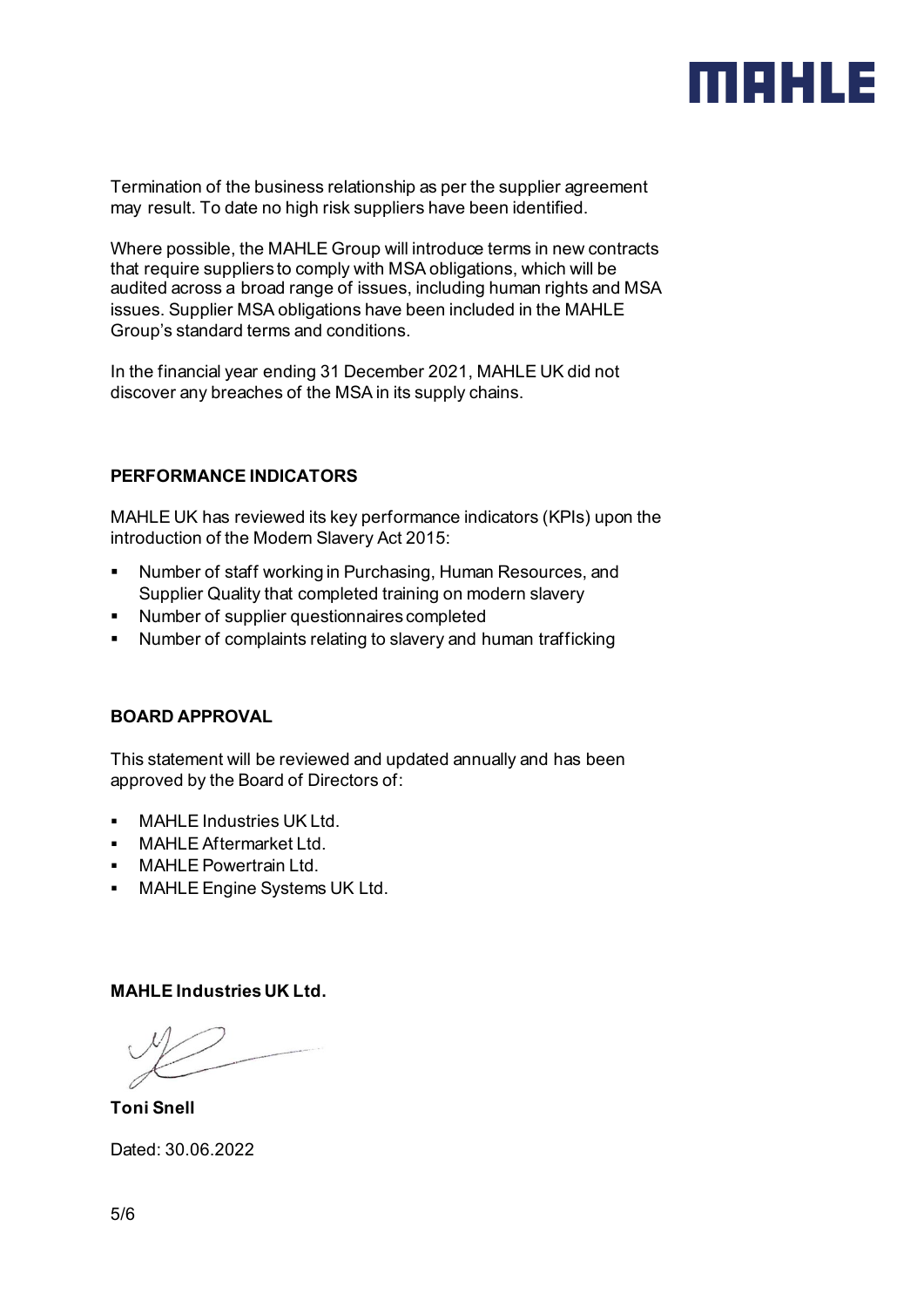Termination of the business relationship as per the supplier agreement may result. To date no high risk suppliers have been identified.

Where possible, the MAHLE Group will introduce terms in new contracts that require suppliers to comply with MSA obligations, which will be audited across a broad range of issues, including human rights and MSA issues. Supplier MSA obligations have been included in the MAHLE Group's standard terms and conditions.

In the financial year ending 31 December 2021, MAHLE UK did not discover any breaches of the MSA in its supply chains.

## PERFORMANCE INDICATORS

MAHLE UK has reviewed its key performance indicators (KPIs) upon the introduction of the Modern Slavery Act 2015:

- Number of staff working in Purchasing, Human Resources, and Supplier Quality that completed training on modern slavery
- Number of supplier questionnaires completed
- Number of complaints relating to slavery and human trafficking

## BOARD APPROVAL

This statement will be reviewed and updated annually and has been approved by the Board of Directors of:

- MAHLE Industries UK Ltd.
- MAHLE Aftermarket Ltd.
- MAHLE Powertrain Ltd.
- MAHLE Engine Systems UK Ltd.

**MAHLE Industries UK Ltd.**

**Toni Snell**

Dated: 30.06.2022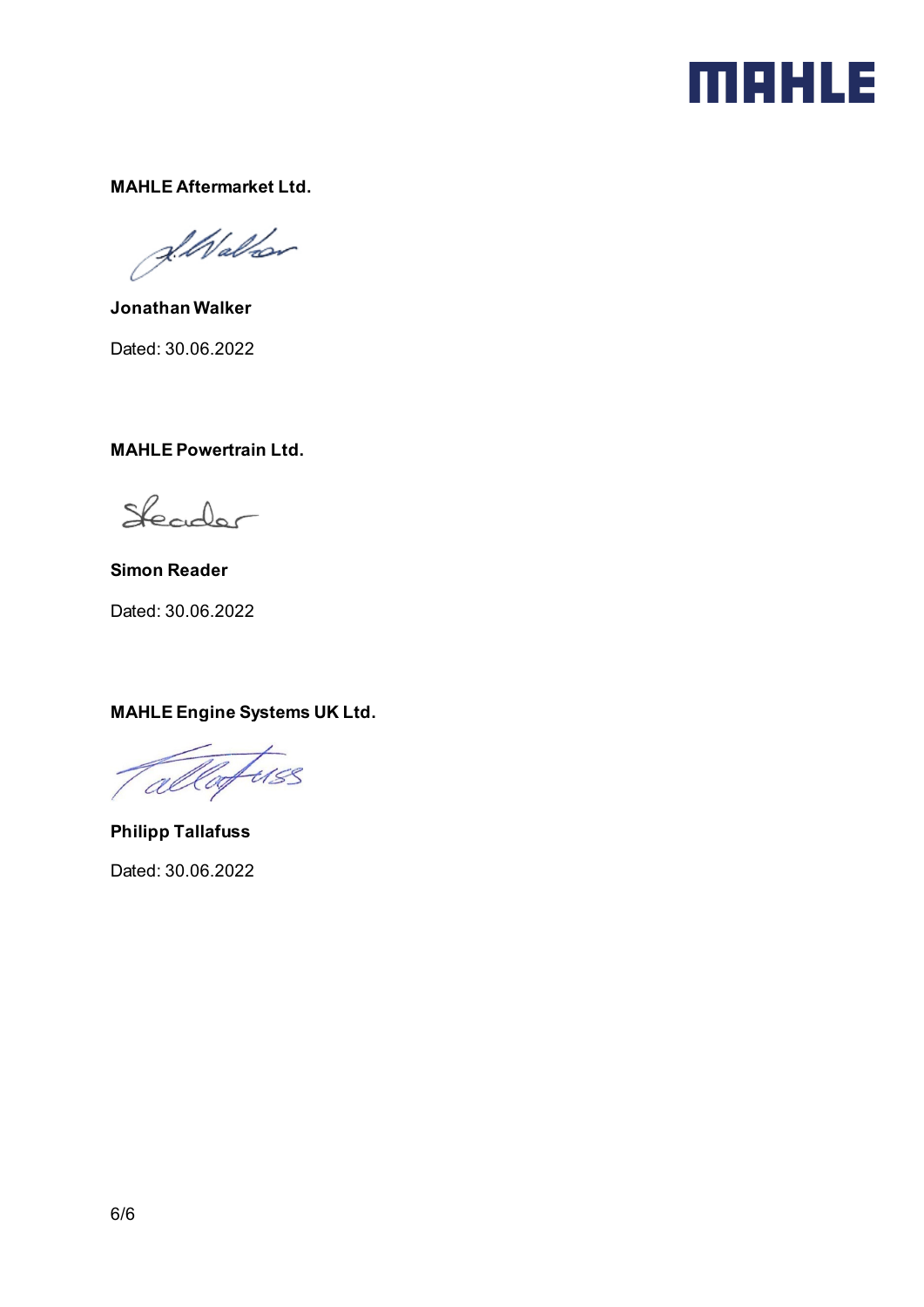**MAHLE Aftermarket Ltd.**

**Jonathan Walker**

Dated: 30.06.2022

**MAHLE Powertrain Ltd.**

**Simon Reader**

Dated: 30.06.2022

**MAHLE Engine Systems UK Ltd.**

**Philipp Tallafuss**

Dated: 30.06.2022